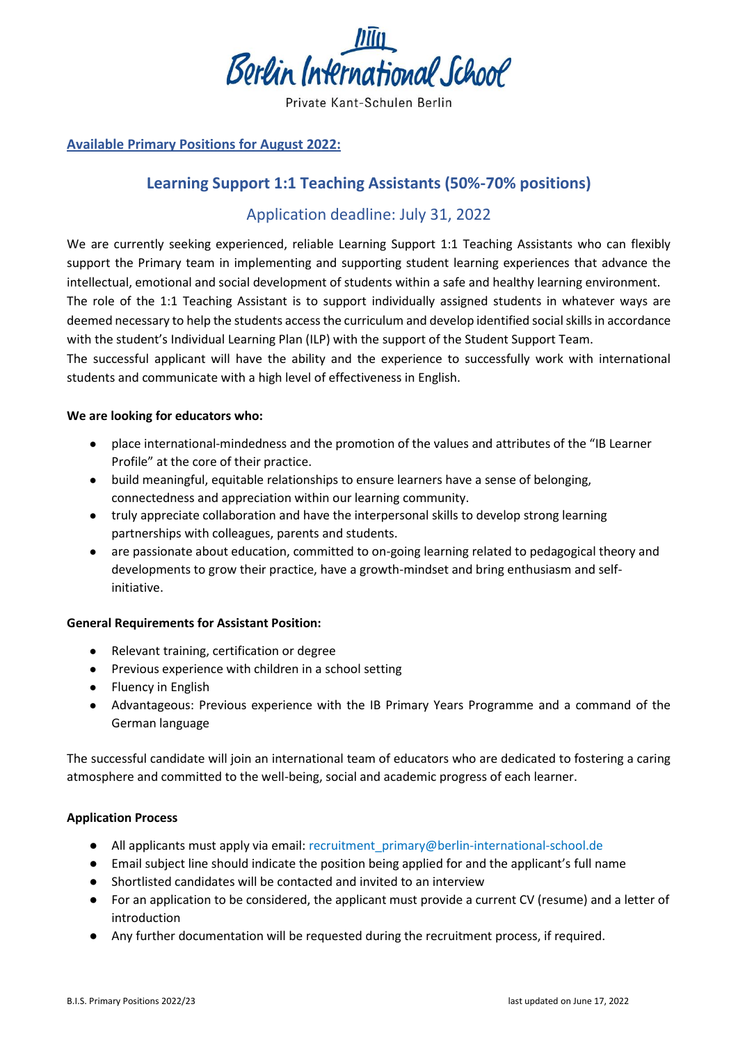Berlin International School

Private Kant-Schulen Berlin

**Available Primary Positions for August 2022:**

## Learning Support 1:1 Teaching Assistants (50%-70% positions)

### Application deadline: July 31, 2022

We are currently seeking experienced, reliable Learning Support 1:1 Teaching Assistants who can flexibly support the Primary team in implementing and supporting student learning experiences that advance the intellectual, emotional and social development of students within a safe and healthy learning environment.

The role of the 1:1 Teaching Assistant is to support individually assigned students in whatever ways are deemed necessary to help the students access the curriculum and develop identified social skills in accordance with the student's Individual Learning Plan (ILP) with the support of the Student Support Team.

The successful applicant will have the ability and the experience to successfully work with international students and communicate with a high level of effectiveness in English.

**We are looking for educators who:**

- place international-mindedness and the promotion of the values and attributes of the "IB Learner Profile" at the core of their practice.
- build meaningful, equitable relationships to ensure learners have a sense of belonging, connectedness and appreciation within our learning community.
- truly appreciate collaboration and have the interpersonal skills to develop strong learning partnerships with colleagues, parents and students.
- are passionate about education, committed to on-going learning related to pedagogical theory and developments to grow their practice, have a growth-mindset and bring enthusiasm and self-initiative.

**General Requirements for Assistant Position:**

- Relevant training, certification or degree
- Previous experience with children in a school setting
- Fluency in English
- Advantageous: Previous experience with the IB Primary Years Programme and a command of the German language

The successful candidate will join an international team of educators who are dedicated to fostering a caring atmosphere and committed to the well-being, social and academic progress of each learner.

**Application Process**

- All applicants must apply via email: recruitment_primary@berlin-international-school.de
- Email subject line should indicate the position being applied for and the applicant's full name
- Shortlisted candidates will be contacted and invited to an interview
- For an application to be considered, the applicant must provide a current CV (resume) and a letter of introduction
- Any further documentation will be requested during the recruitment process, if required.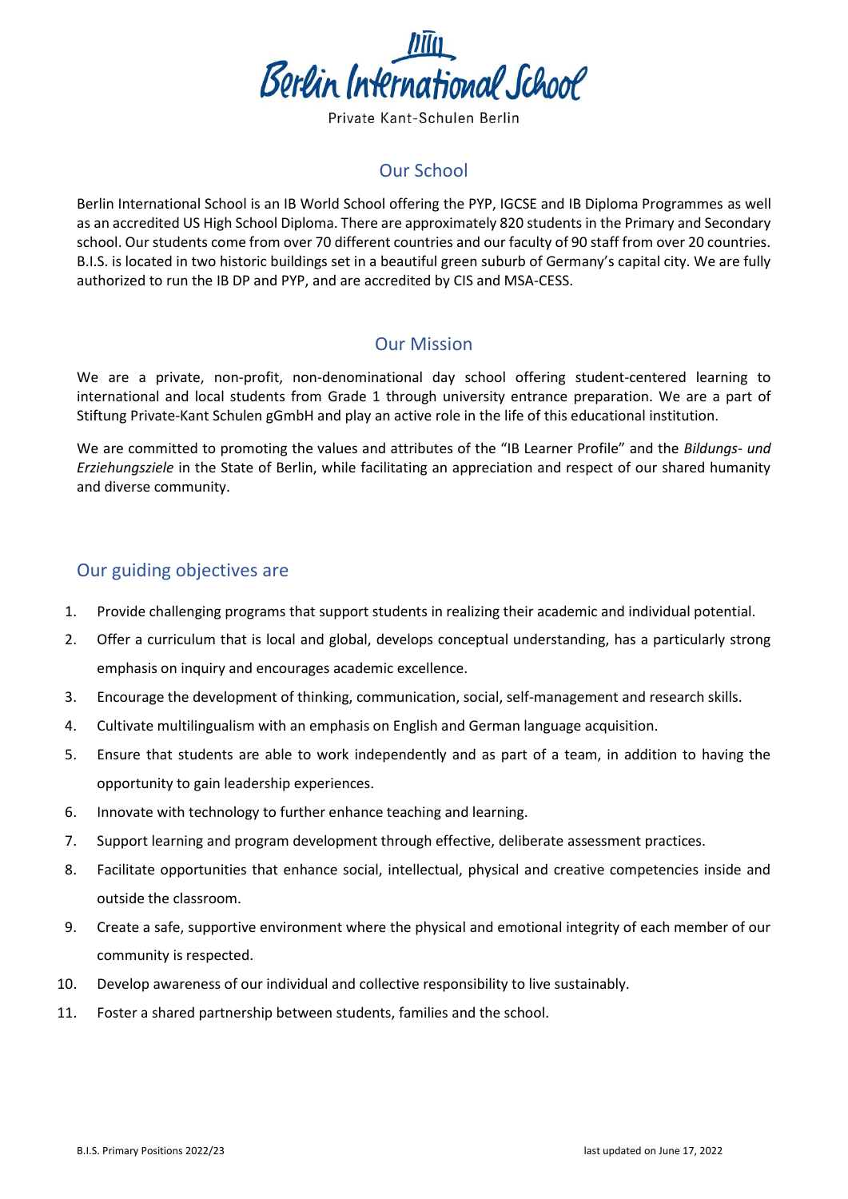Berlin International School

Private Kant-Schulen Berlin

## Our School

Berlin International School is an IB World School offering the PYP, IGCSE and IB Diploma Programmes as well as an accredited US High School Diploma. There are approximately 820 students in the Primary and Secondary school. Our students come from over 70 different countries and our faculty of 90 staff from over 20 countries. B.I.S. is located in two historic buildings set in a beautiful green suburb of Germany's capital city. We are fully authorized to run the IB DP and PYP, and are accredited by CIS and MSA-CESS.

## Our Mission

We are a private, non-profit, non-denominational day school offering student-centered learning to international and local students from Grade 1 through university entrance preparation. We are a part of Stiftung Private-Kant Schulen gGmbH and play an active role in the life of this educational institution.

We are committed to promoting the values and attributes of the "IB Learner Profile" and the *Bildungs- und Erziehungsziele* in the State of Berlin, while facilitating an appreciation and respect of our shared humanity and diverse community.

## Our guiding objectives are

1. Provide challenging programs that support students in realizing their academic and individual potential.
2. Offer a curriculum that is local and global, develops conceptual understanding, has a particularly strong emphasis on inquiry and encourages academic excellence.
3. Encourage the development of thinking, communication, social, self-management and research skills.
4. Cultivate multilingualism with an emphasis on English and German language acquisition.
5. Ensure that students are able to work independently and as part of a team, in addition to having the opportunity to gain leadership experiences.
6. Innovate with technology to further enhance teaching and learning.
7. Support learning and program development through effective, deliberate assessment practices.
8. Facilitate opportunities that enhance social, intellectual, physical and creative competencies inside and outside the classroom.
9. Create a safe, supportive environment where the physical and emotional integrity of each member of our community is respected.
10. Develop awareness of our individual and collective responsibility to live sustainably.
11. Foster a shared partnership between students, families and the school.